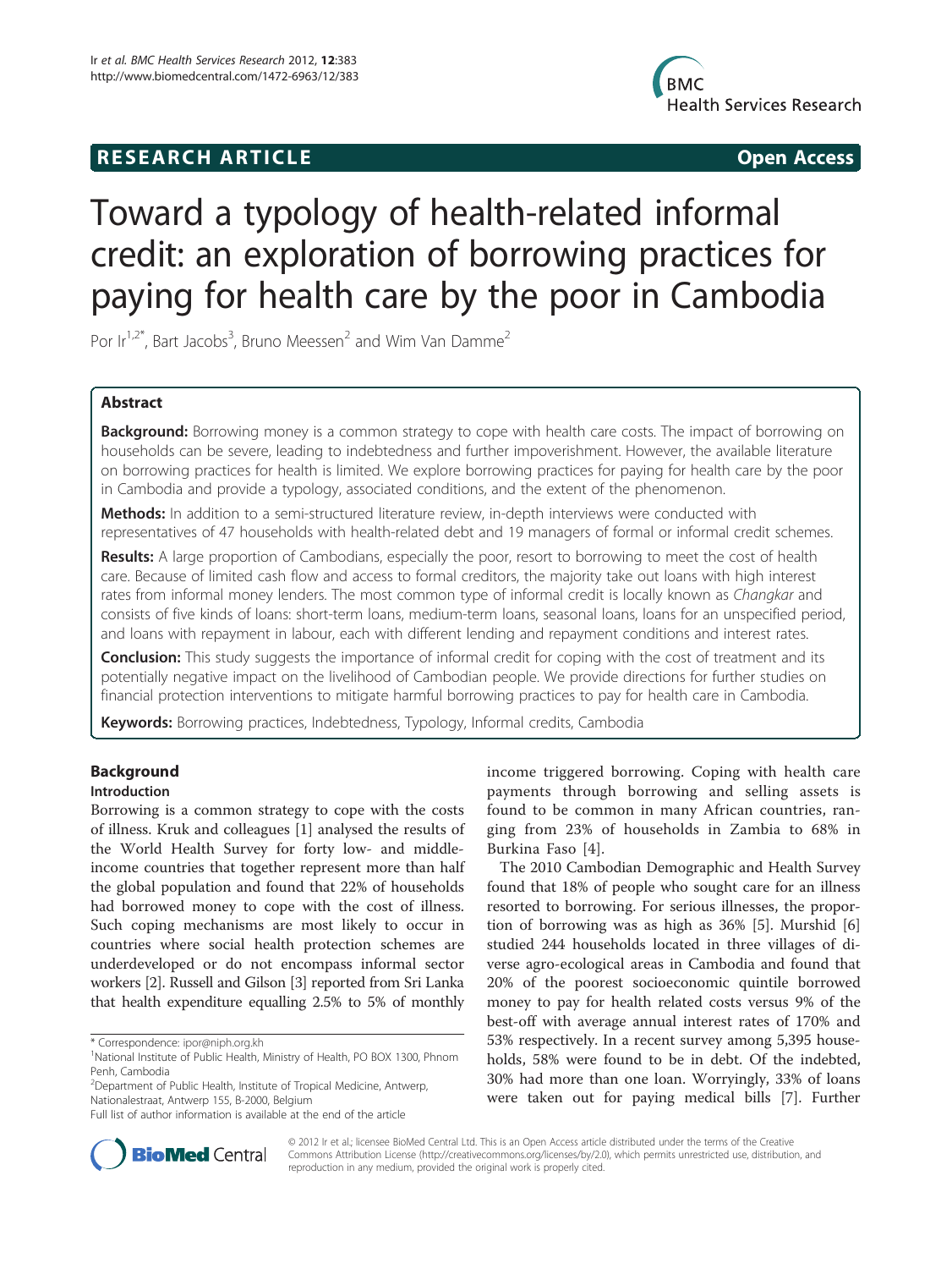**RESEARCH ARTICLE** **Open Access**

# Toward a typology of health-related informal credit: an exploration of borrowing practices for paying for health care by the poor in Cambodia

Por Ir[1,2*], Bart Jacobs[3], Bruno Meessen[2] and Wim Van Damme[2]

## Abstract

**Background:** Borrowing money is a common strategy to cope with health care costs. The impact of borrowing on households can be severe, leading to indebtedness and further impoverishment. However, the available literature on borrowing practices for health is limited. We explore borrowing practices for paying for health care by the poor in Cambodia and provide a typology, associated conditions, and the extent of the phenomenon.

**Methods:** In addition to a semi-structured literature review, in-depth interviews were conducted with representatives of 47 households with health-related debt and 19 managers of formal or informal credit schemes.

**Results:** A large proportion of Cambodians, especially the poor, resort to borrowing to meet the cost of health care. Because of limited cash flow and access to formal creditors, the majority take out loans with high interest rates from informal money lenders. The most common type of informal credit is locally known as *Changkar* and consists of five kinds of loans: short-term loans, medium-term loans, seasonal loans, loans for an unspecified period, and loans with repayment in labour, each with different lending and repayment conditions and interest rates.

**Conclusion:** This study suggests the importance of informal credit for coping with the cost of treatment and its potentially negative impact on the livelihood of Cambodian people. We provide directions for further studies on financial protection interventions to mitigate harmful borrowing practices to pay for health care in Cambodia.

**Keywords:** Borrowing practices, Indebtedness, Typology, Informal credits, Cambodia

## Background

### Introduction

Borrowing is a common strategy to cope with the costs of illness. Kruk and colleagues [1] analysed the results of the World Health Survey for forty low- and middle-income countries that together represent more than half the global population and found that 22% of households had borrowed money to cope with the cost of illness. Such coping mechanisms are most likely to occur in countries where social health protection schemes are underdeveloped or do not encompass informal sector workers [2]. Russell and Gilson [3] reported from Sri Lanka that health expenditure equalling 2.5% to 5% of monthly income triggered borrowing. Coping with health care payments through borrowing and selling assets is found to be common in many African countries, ranging from 23% of households in Zambia to 68% in Burkina Faso [4].

The 2010 Cambodian Demographic and Health Survey found that 18% of people who sought care for an illness resorted to borrowing. For serious illnesses, the proportion of borrowing was as high as 36% [5]. Murshid [6] studied 244 households located in three villages of diverse agro-ecological areas in Cambodia and found that 20% of the poorest socioeconomic quintile borrowed money to pay for health related costs versus 9% of the best-off with average annual interest rates of 170% and 53% respectively. In a recent survey among 5,395 households, 58% were found to be in debt. Of the indebted, 30% had more than one loan. Worryingly, 33% of loans were taken out for paying medical bills [7]. Further

\* Correspondence: ipor@niph.org.kh
[1]National Institute of Public Health, Ministry of Health, PO BOX 1300, Phnom Penh, Cambodia
[2]Department of Public Health, Institute of Tropical Medicine, Antwerp, Nationalestraat, Antwerp 155, B-2000, Belgium
Full list of author information is available at the end of the article

© 2012 Ir et al.; licensee BioMed Central Ltd. This is an Open Access article distributed under the terms of the Creative Commons Attribution License (http://creativecommons.org/licenses/by/2.0), which permits unrestricted use, distribution, and reproduction in any medium, provided the original work is properly cited.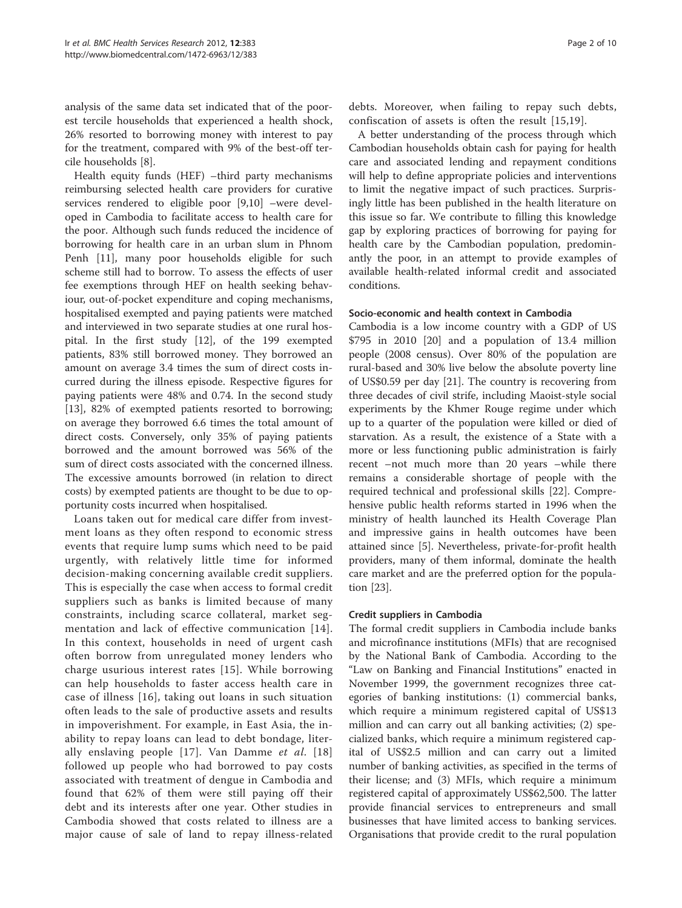analysis of the same data set indicated that of the poorest tercile households that experienced a health shock, 26% resorted to borrowing money with interest to pay for the treatment, compared with 9% of the best-off tercile households [8].

Health equity funds (HEF) –third party mechanisms reimbursing selected health care providers for curative services rendered to eligible poor [9,10] –were developed in Cambodia to facilitate access to health care for the poor. Although such funds reduced the incidence of borrowing for health care in an urban slum in Phnom Penh [11], many poor households eligible for such scheme still had to borrow. To assess the effects of user fee exemptions through HEF on health seeking behaviour, out-of-pocket expenditure and coping mechanisms, hospitalised exempted and paying patients were matched and interviewed in two separate studies at one rural hospital. In the first study [12], of the 199 exempted patients, 83% still borrowed money. They borrowed an amount on average 3.4 times the sum of direct costs incurred during the illness episode. Respective figures for paying patients were 48% and 0.74. In the second study [13], 82% of exempted patients resorted to borrowing; on average they borrowed 6.6 times the total amount of direct costs. Conversely, only 35% of paying patients borrowed and the amount borrowed was 56% of the sum of direct costs associated with the concerned illness. The excessive amounts borrowed (in relation to direct costs) by exempted patients are thought to be due to opportunity costs incurred when hospitalised.

Loans taken out for medical care differ from investment loans as they often respond to economic stress events that require lump sums which need to be paid urgently, with relatively little time for informed decision-making concerning available credit suppliers. This is especially the case when access to formal credit suppliers such as banks is limited because of many constraints, including scarce collateral, market segmentation and lack of effective communication [14]. In this context, households in need of urgent cash often borrow from unregulated money lenders who charge usurious interest rates [15]. While borrowing can help households to faster access health care in case of illness [16], taking out loans in such situation often leads to the sale of productive assets and results in impoverishment. For example, in East Asia, the inability to repay loans can lead to debt bondage, literally enslaving people [17]. Van Damme *et al*. [18] followed up people who had borrowed to pay costs associated with treatment of dengue in Cambodia and found that 62% of them were still paying off their debt and its interests after one year. Other studies in Cambodia showed that costs related to illness are a major cause of sale of land to repay illness-related debts. Moreover, when failing to repay such debts, confiscation of assets is often the result [15,19].

A better understanding of the process through which Cambodian households obtain cash for paying for health care and associated lending and repayment conditions will help to define appropriate policies and interventions to limit the negative impact of such practices. Surprisingly little has been published in the health literature on this issue so far. We contribute to filling this knowledge gap by exploring practices of borrowing for paying for health care by the Cambodian population, predominantly the poor, in an attempt to provide examples of available health-related informal credit and associated conditions.

### Socio-economic and health context in Cambodia

Cambodia is a low income country with a GDP of US $795 in 2010 [20] and a population of 13.4 million people (2008 census). Over 80% of the population are rural-based and 30% live below the absolute poverty line of US$0.59 per day [21]. The country is recovering from three decades of civil strife, including Maoist-style social experiments by the Khmer Rouge regime under which up to a quarter of the population were killed or died of starvation. As a result, the existence of a State with a more or less functioning public administration is fairly recent –not much more than 20 years –while there remains a considerable shortage of people with the required technical and professional skills [22]. Comprehensive public health reforms started in 1996 when the ministry of health launched its Health Coverage Plan and impressive gains in health outcomes have been attained since [5]. Nevertheless, private-for-profit health providers, many of them informal, dominate the health care market and are the preferred option for the population [23].

### Credit suppliers in Cambodia

The formal credit suppliers in Cambodia include banks and microfinance institutions (MFIs) that are recognised by the National Bank of Cambodia. According to the "Law on Banking and Financial Institutions" enacted in November 1999, the government recognizes three categories of banking institutions: (1) commercial banks, which require a minimum registered capital of US$13 million and can carry out all banking activities; (2) specialized banks, which require a minimum registered capital of US$2.5 million and can carry out a limited number of banking activities, as specified in the terms of their license; and (3) MFIs, which require a minimum registered capital of approximately US$62,500. The latter provide financial services to entrepreneurs and small businesses that have limited access to banking services. Organisations that provide credit to the rural population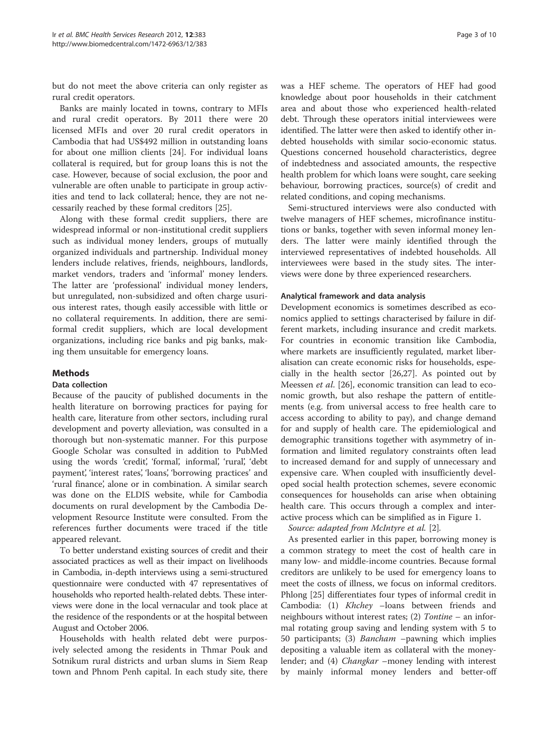but do not meet the above criteria can only register as rural credit operators.

Banks are mainly located in towns, contrary to MFIs and rural credit operators. By 2011 there were 20 licensed MFIs and over 20 rural credit operators in Cambodia that had US$492 million in outstanding loans for about one million clients [24]. For individual loans collateral is required, but for group loans this is not the case. However, because of social exclusion, the poor and vulnerable are often unable to participate in group activities and tend to lack collateral; hence, they are not necessarily reached by these formal creditors [25].

Along with these formal credit suppliers, there are widespread informal or non-institutional credit suppliers such as individual money lenders, groups of mutually organized individuals and partnership. Individual money lenders include relatives, friends, neighbours, landlords, market vendors, traders and 'informal' money lenders. The latter are 'professional' individual money lenders, but unregulated, non-subsidized and often charge usurious interest rates, though easily accessible with little or no collateral requirements. In addition, there are semi-formal credit suppliers, which are local development organizations, including rice banks and pig banks, making them unsuitable for emergency loans.

## Methods

### Data collection

Because of the paucity of published documents in the health literature on borrowing practices for paying for health care, literature from other sectors, including rural development and poverty alleviation, was consulted in a thorough but non-systematic manner. For this purpose Google Scholar was consulted in addition to PubMed using the words 'credit', 'formal', informal', 'rural', 'debt payment', 'interest rates', 'loans', 'borrowing practices' and 'rural finance', alone or in combination. A similar search was done on the ELDIS website, while for Cambodia documents on rural development by the Cambodia Development Resource Institute were consulted. From the references further documents were traced if the title appeared relevant.

To better understand existing sources of credit and their associated practices as well as their impact on livelihoods in Cambodia, in-depth interviews using a semi-structured questionnaire were conducted with 47 representatives of households who reported health-related debts. These interviews were done in the local vernacular and took place at the residence of the respondents or at the hospital between August and October 2006.

Households with health related debt were purposively selected among the residents in Thmar Pouk and Sotnikum rural districts and urban slums in Siem Reap town and Phnom Penh capital. In each study site, there was a HEF scheme. The operators of HEF had good knowledge about poor households in their catchment area and about those who experienced health-related debt. Through these operators initial interviewees were identified. The latter were then asked to identify other indebted households with similar socio-economic status. Questions concerned household characteristics, degree of indebtedness and associated amounts, the respective health problem for which loans were sought, care seeking behaviour, borrowing practices, source(s) of credit and related conditions, and coping mechanisms.

Semi-structured interviews were also conducted with twelve managers of HEF schemes, microfinance institutions or banks, together with seven informal money lenders. The latter were mainly identified through the interviewed representatives of indebted households. All interviewees were based in the study sites. The interviews were done by three experienced researchers.

### Analytical framework and data analysis

Development economics is sometimes described as economics applied to settings characterised by failure in different markets, including insurance and credit markets. For countries in economic transition like Cambodia, where markets are insufficiently regulated, market liberalisation can create economic risks for households, especially in the health sector [26,27]. As pointed out by Meessen *et al*. [26], economic transition can lead to economic growth, but also reshape the pattern of entitlements (e.g. from universal access to free health care to access according to ability to pay), and change demand for and supply of health care. The epidemiological and demographic transitions together with asymmetry of information and limited regulatory constraints often lead to increased demand for and supply of unnecessary and expensive care. When coupled with insufficiently developed social health protection schemes, severe economic consequences for households can arise when obtaining health care. This occurs through a complex and interactive process which can be simplified as in Figure 1.

*Source: adapted from McIntyre et al.* [2].

As presented earlier in this paper, borrowing money is a common strategy to meet the cost of health care in many low- and middle-income countries. Because formal creditors are unlikely to be used for emergency loans to meet the costs of illness, we focus on informal creditors. Phlong [25] differentiates four types of informal credit in Cambodia: (1) *Khchey* –loans between friends and neighbours without interest rates; (2) *Tontine* – an informal rotating group saving and lending system with 5 to 50 participants; (3) *Bancham* –pawning which implies depositing a valuable item as collateral with the money-lender; and (4) *Changkar* –money lending with interest by mainly informal money lenders and better-off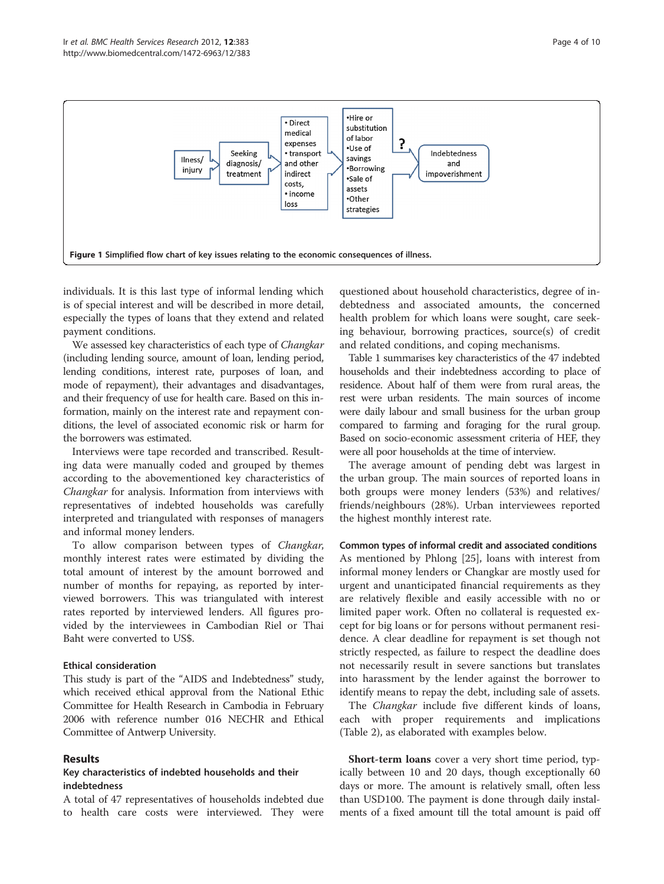Ilness/ injury

Seeking diagnosis/ treatment

• Direct medical expenses
• transport and other indirect costs,
• income loss

•Hire or substitution of labor
•Use of savings
•Borrowing
•Sale of assets
•Other strategies

?

Indebtedness and impoverishment

**Figure 1** Simplified flow chart of key issues relating to the economic consequences of illness.

individuals. It is this last type of informal lending which is of special interest and will be described in more detail, especially the types of loans that they extend and related payment conditions.

We assessed key characteristics of each type of *Changkar* (including lending source, amount of loan, lending period, lending conditions, interest rate, purposes of loan, and mode of repayment), their advantages and disadvantages, and their frequency of use for health care. Based on this information, mainly on the interest rate and repayment conditions, the level of associated economic risk or harm for the borrowers was estimated.

Interviews were tape recorded and transcribed. Resulting data were manually coded and grouped by themes according to the abovementioned key characteristics of *Changkar* for analysis. Information from interviews with representatives of indebted households was carefully interpreted and triangulated with responses of managers and informal money lenders.

To allow comparison between types of *Changkar*, monthly interest rates were estimated by dividing the total amount of interest by the amount borrowed and number of months for repaying, as reported by interviewed borrowers. This was triangulated with interest rates reported by interviewed lenders. All figures provided by the interviewees in Cambodian Riel or Thai Baht were converted to US$.

### Ethical consideration

This study is part of the "AIDS and Indebtedness" study, which received ethical approval from the National Ethic Committee for Health Research in Cambodia in February 2006 with reference number 016 NECHR and Ethical Committee of Antwerp University.

## Results

### Key characteristics of indebted households and their indebtedness

A total of 47 representatives of households indebted due to health care costs were interviewed. They were questioned about household characteristics, degree of indebtedness and associated amounts, the concerned health problem for which loans were sought, care seeking behaviour, borrowing practices, source(s) of credit and related conditions, and coping mechanisms.

Table 1 summarises key characteristics of the 47 indebted households and their indebtedness according to place of residence. About half of them were from rural areas, the rest were urban residents. The main sources of income were daily labour and small business for the urban group compared to farming and foraging for the rural group. Based on socio-economic assessment criteria of HEF, they were all poor households at the time of interview.

The average amount of pending debt was largest in the urban group. The main sources of reported loans in both groups were money lenders (53%) and relatives/friends/neighbours (28%). Urban interviewees reported the highest monthly interest rate.

### Common types of informal credit and associated conditions

As mentioned by Phlong [25], loans with interest from informal money lenders or Changkar are mostly used for urgent and unanticipated financial requirements as they are relatively flexible and easily accessible with no or limited paper work. Often no collateral is requested except for big loans or for persons without permanent residence. A clear deadline for repayment is set though not strictly respected, as failure to respect the deadline does not necessarily result in severe sanctions but translates into harassment by the lender against the borrower to identify means to repay the debt, including sale of assets.

The *Changkar* include five different kinds of loans, each with proper requirements and implications (Table 2), as elaborated with examples below.

**Short-term loans** cover a very short time period, typically between 10 and 20 days, though exceptionally 60 days or more. The amount is relatively small, often less than USD100. The payment is done through daily instalments of a fixed amount till the total amount is paid off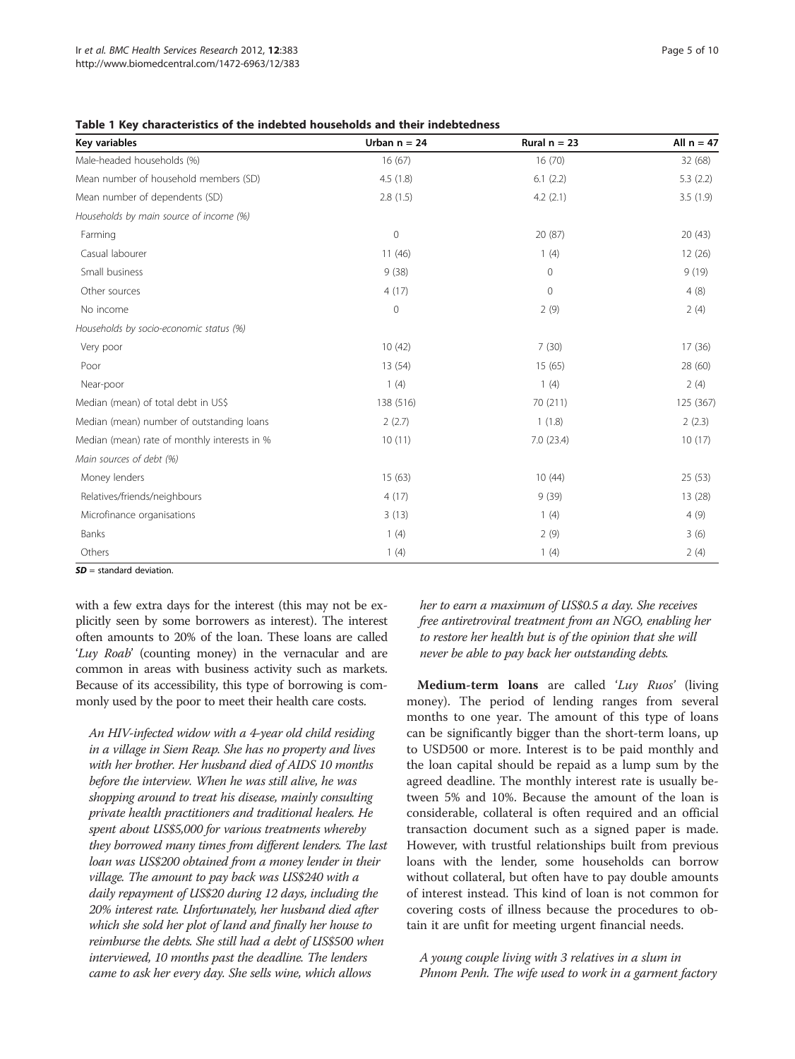**Table 1 Key characteristics of the indebted households and their indebtedness**

| Key variables | Urban n = 24 | Rural n = 23 | All n = 47 |
|---|---|---|---|
| Male-headed households (%) | 16 (67) | 16 (70) | 32 (68) |
| Mean number of household members (SD) | 4.5 (1.8) | 6.1 (2.2) | 5.3 (2.2) |
| Mean number of dependents (SD) | 2.8 (1.5) | 4.2 (2.1) | 3.5 (1.9) |
| *Households by main source of income (%)* | | | |
| Farming | 0 | 20 (87) | 20 (43) |
| Casual labourer | 11 (46) | 1 (4) | 12 (26) |
| Small business | 9 (38) | 0 | 9 (19) |
| Other sources | 4 (17) | 0 | 4 (8) |
| No income | 0 | 2 (9) | 2 (4) |
| *Households by socio-economic status (%)* | | | |
| Very poor | 10 (42) | 7 (30) | 17 (36) |
| Poor | 13 (54) | 15 (65) | 28 (60) |
| Near-poor | 1 (4) | 1 (4) | 2 (4) |
| Median (mean) of total debt in US$ | 138 (516) | 70 (211) | 125 (367) |
| Median (mean) number of outstanding loans | 2 (2.7) | 1 (1.8) | 2 (2.3) |
| Median (mean) rate of monthly interests in % | 10 (11) | 7.0 (23.4) | 10 (17) |
| *Main sources of debt (%)* | | | |
| Money lenders | 15 (63) | 10 (44) | 25 (53) |
| Relatives/friends/neighbours | 4 (17) | 9 (39) | 13 (28) |
| Microfinance organisations | 3 (13) | 1 (4) | 4 (9) |
| Banks | 1 (4) | 2 (9) | 3 (6) |
| Others | 1 (4) | 1 (4) | 2 (4) |

***SD*** = standard deviation.

with a few extra days for the interest (this may not be explicitly seen by some borrowers as interest). The interest often amounts to 20% of the loan. These loans are called '*Luy Roab*' (counting money) in the vernacular and are common in areas with business activity such as markets. Because of its accessibility, this type of borrowing is commonly used by the poor to meet their health care costs.

*An HIV-infected widow with a 4-year old child residing in a village in Siem Reap. She has no property and lives with her brother. Her husband died of AIDS 10 months before the interview. When he was still alive, he was shopping around to treat his disease, mainly consulting private health practitioners and traditional healers. He spent about US$5,000 for various treatments whereby they borrowed many times from different lenders. The last loan was US$200 obtained from a money lender in their village. The amount to pay back was US$240 with a daily repayment of US$20 during 12 days, including the 20% interest rate. Unfortunately, her husband died after which she sold her plot of land and finally her house to reimburse the debts. She still had a debt of US$500 when interviewed, 10 months past the deadline. The lenders came to ask her every day. She sells wine, which allows her to earn a maximum of US$0.5 a day. She receives free antiretroviral treatment from an NGO, enabling her to restore her health but is of the opinion that she will never be able to pay back her outstanding debts.*

**Medium-term loans** are called '*Luy Ruos*' (living money). The period of lending ranges from several months to one year. The amount of this type of loans can be significantly bigger than the short-term loans, up to USD500 or more. Interest is to be paid monthly and the loan capital should be repaid as a lump sum by the agreed deadline. The monthly interest rate is usually between 5% and 10%. Because the amount of the loan is considerable, collateral is often required and an official transaction document such as a signed paper is made. However, with trustful relationships built from previous loans with the lender, some households can borrow without collateral, but often have to pay double amounts of interest instead. This kind of loan is not common for covering costs of illness because the procedures to obtain it are unfit for meeting urgent financial needs.

*A young couple living with 3 relatives in a slum in Phnom Penh. The wife used to work in a garment factory*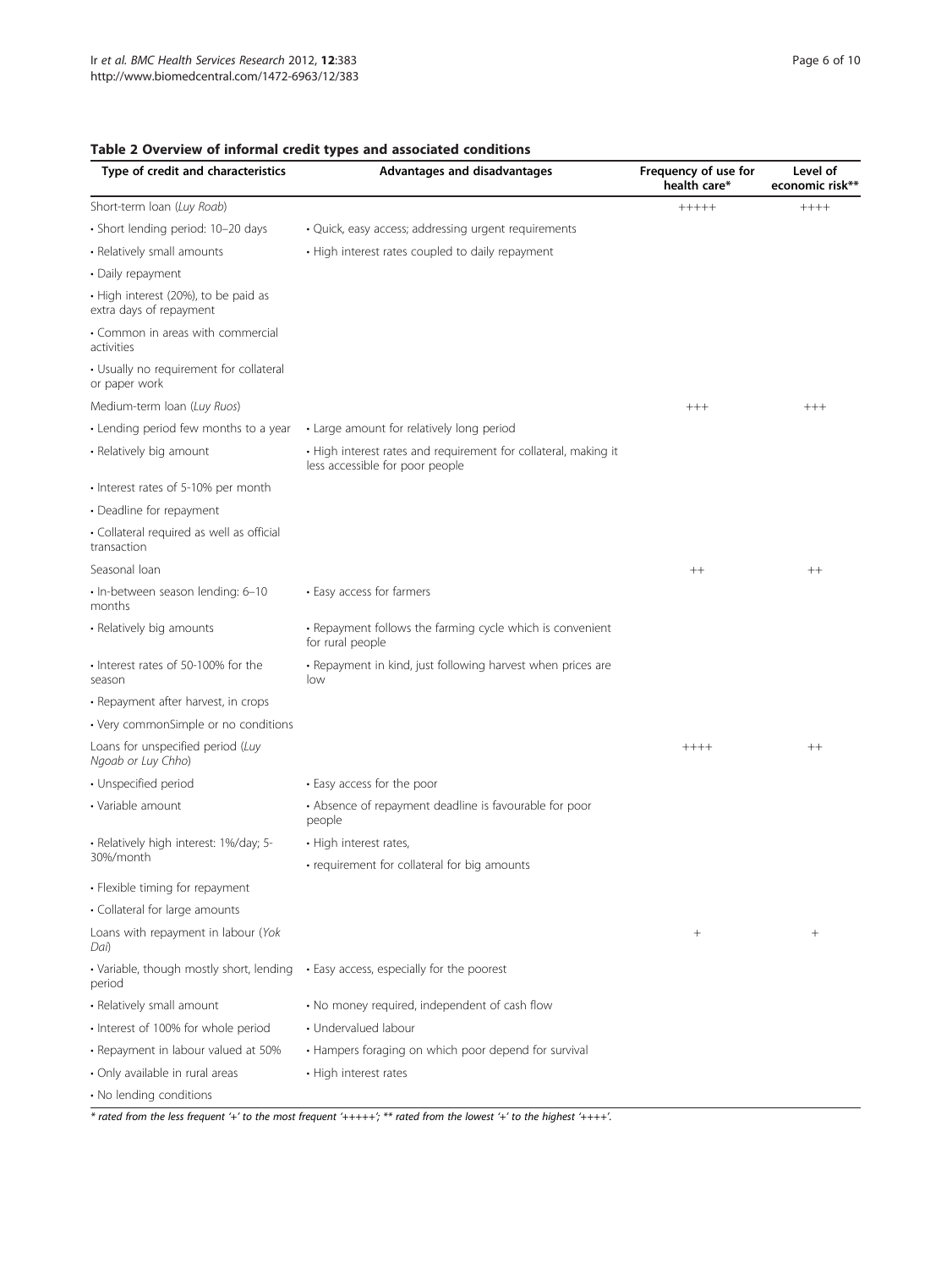**Table 2 Overview of informal credit types and associated conditions**

| Type of credit and characteristics | Advantages and disadvantages | Frequency of use for health care* | Level of economic risk** |
|---|---|---|---|
| Short-term loan (*Luy Roab*) | | +++++ | ++++ |
| • Short lending period: 10–20 days | • Quick, easy access; addressing urgent requirements | | |
| • Relatively small amounts | • High interest rates coupled to daily repayment | | |
| • Daily repayment | | | |
| • High interest (20%), to be paid as extra days of repayment | | | |
| • Common in areas with commercial activities | | | |
| • Usually no requirement for collateral or paper work | | | |
| Medium-term loan (*Luy Ruos*) | | +++ | +++ |
| • Lending period few months to a year | • Large amount for relatively long period | | |
| • Relatively big amount | • High interest rates and requirement for collateral, making it less accessible for poor people | | |
| • Interest rates of 5-10% per month | | | |
| • Deadline for repayment | | | |
| • Collateral required as well as official transaction | | | |
| Seasonal loan | | ++ | ++ |
| • In-between season lending: 6–10 months | • Easy access for farmers | | |
| • Relatively big amounts | • Repayment follows the farming cycle which is convenient for rural people | | |
| • Interest rates of 50-100% for the season | • Repayment in kind, just following harvest when prices are low | | |
| • Repayment after harvest, in crops | | | |
| • Very commonSimple or no conditions | | | |
| Loans for unspecified period (*Luy Ngoab or Luy Chho*) | | ++++ | ++ |
| • Unspecified period | • Easy access for the poor | | |
| • Variable amount | • Absence of repayment deadline is favourable for poor people | | |
| • Relatively high interest: 1%/day; 5-30%/month | • High interest rates,<br>• requirement for collateral for big amounts | | |
| • Flexible timing for repayment | | | |
| • Collateral for large amounts | | | |
| Loans with repayment in labour (*Yok Dai*) | | + | + |
| • Variable, though mostly short, lending period | • Easy access, especially for the poorest | | |
| • Relatively small amount | • No money required, independent of cash flow | | |
| • Interest of 100% for whole period | • Undervalued labour | | |
| • Repayment in labour valued at 50% | • Hampers foraging on which poor depend for survival | | |
| • Only available in rural areas | • High interest rates | | |
| • No lending conditions | | | |

*\* rated from the less frequent '+' to the most frequent '+++++'; \*\* rated from the lowest '+' to the highest '++++'.*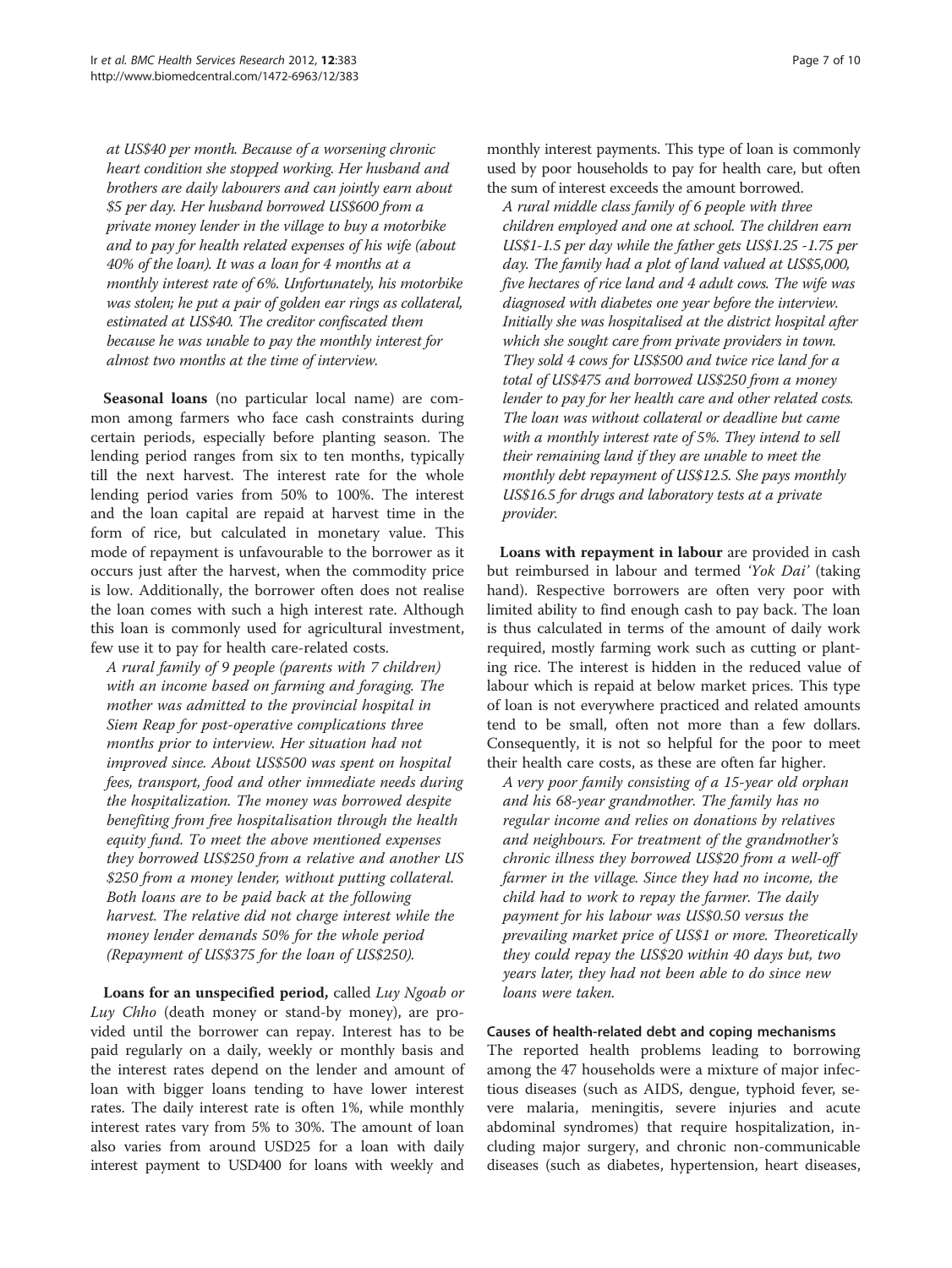*at US$40 per month. Because of a worsening chronic heart condition she stopped working. Her husband and brothers are daily labourers and can jointly earn about $5 per day. Her husband borrowed US$600 from a private money lender in the village to buy a motorbike and to pay for health related expenses of his wife (about 40% of the loan). It was a loan for 4 months at a monthly interest rate of 6%. Unfortunately, his motorbike was stolen; he put a pair of golden ear rings as collateral, estimated at US$40. The creditor confiscated them because he was unable to pay the monthly interest for almost two months at the time of interview.*

**Seasonal loans** (no particular local name) are common among farmers who face cash constraints during certain periods, especially before planting season. The lending period ranges from six to ten months, typically till the next harvest. The interest rate for the whole lending period varies from 50% to 100%. The interest and the loan capital are repaid at harvest time in the form of rice, but calculated in monetary value. This mode of repayment is unfavourable to the borrower as it occurs just after the harvest, when the commodity price is low. Additionally, the borrower often does not realise the loan comes with such a high interest rate. Although this loan is commonly used for agricultural investment, few use it to pay for health care-related costs.

*A rural family of 9 people (parents with 7 children) with an income based on farming and foraging. The mother was admitted to the provincial hospital in Siem Reap for post-operative complications three months prior to interview. Her situation had not improved since. About US$500 was spent on hospital fees, transport, food and other immediate needs during the hospitalization. The money was borrowed despite benefiting from free hospitalisation through the health equity fund. To meet the above mentioned expenses they borrowed US$250 from a relative and another US $250 from a money lender, without putting collateral. Both loans are to be paid back at the following harvest. The relative did not charge interest while the money lender demands 50% for the whole period (Repayment of US$375 for the loan of US$250).*

**Loans for an unspecified period,** called *Luy Ngoab or Luy Chho* (death money or stand-by money), are provided until the borrower can repay. Interest has to be paid regularly on a daily, weekly or monthly basis and the interest rates depend on the lender and amount of loan with bigger loans tending to have lower interest rates. The daily interest rate is often 1%, while monthly interest rates vary from 5% to 30%. The amount of loan also varies from around USD25 for a loan with daily interest payment to USD400 for loans with weekly and monthly interest payments. This type of loan is commonly used by poor households to pay for health care, but often the sum of interest exceeds the amount borrowed.

*A rural middle class family of 6 people with three children employed and one at school. The children earn US$1-1.5 per day while the father gets US$1.25 -1.75 per day. The family had a plot of land valued at US$5,000, five hectares of rice land and 4 adult cows. The wife was diagnosed with diabetes one year before the interview. Initially she was hospitalised at the district hospital after which she sought care from private providers in town. They sold 4 cows for US$500 and twice rice land for a total of US$475 and borrowed US$250 from a money lender to pay for her health care and other related costs. The loan was without collateral or deadline but came with a monthly interest rate of 5%. They intend to sell their remaining land if they are unable to meet the monthly debt repayment of US$12.5. She pays monthly US$16.5 for drugs and laboratory tests at a private provider.*

**Loans with repayment in labour** are provided in cash but reimbursed in labour and termed *'Yok Dai'* (taking hand). Respective borrowers are often very poor with limited ability to find enough cash to pay back. The loan is thus calculated in terms of the amount of daily work required, mostly farming work such as cutting or planting rice. The interest is hidden in the reduced value of labour which is repaid at below market prices. This type of loan is not everywhere practiced and related amounts tend to be small, often not more than a few dollars. Consequently, it is not so helpful for the poor to meet their health care costs, as these are often far higher.

*A very poor family consisting of a 15-year old orphan and his 68-year grandmother. The family has no regular income and relies on donations by relatives and neighbours. For treatment of the grandmother's chronic illness they borrowed US$20 from a well-off farmer in the village. Since they had no income, the child had to work to repay the farmer. The daily payment for his labour was US$0.50 versus the prevailing market price of US$1 or more. Theoretically they could repay the US$20 within 40 days but, two years later, they had not been able to do since new loans were taken.*

### Causes of health-related debt and coping mechanisms

The reported health problems leading to borrowing among the 47 households were a mixture of major infectious diseases (such as AIDS, dengue, typhoid fever, severe malaria, meningitis, severe injuries and acute abdominal syndromes) that require hospitalization, including major surgery, and chronic non-communicable diseases (such as diabetes, hypertension, heart diseases,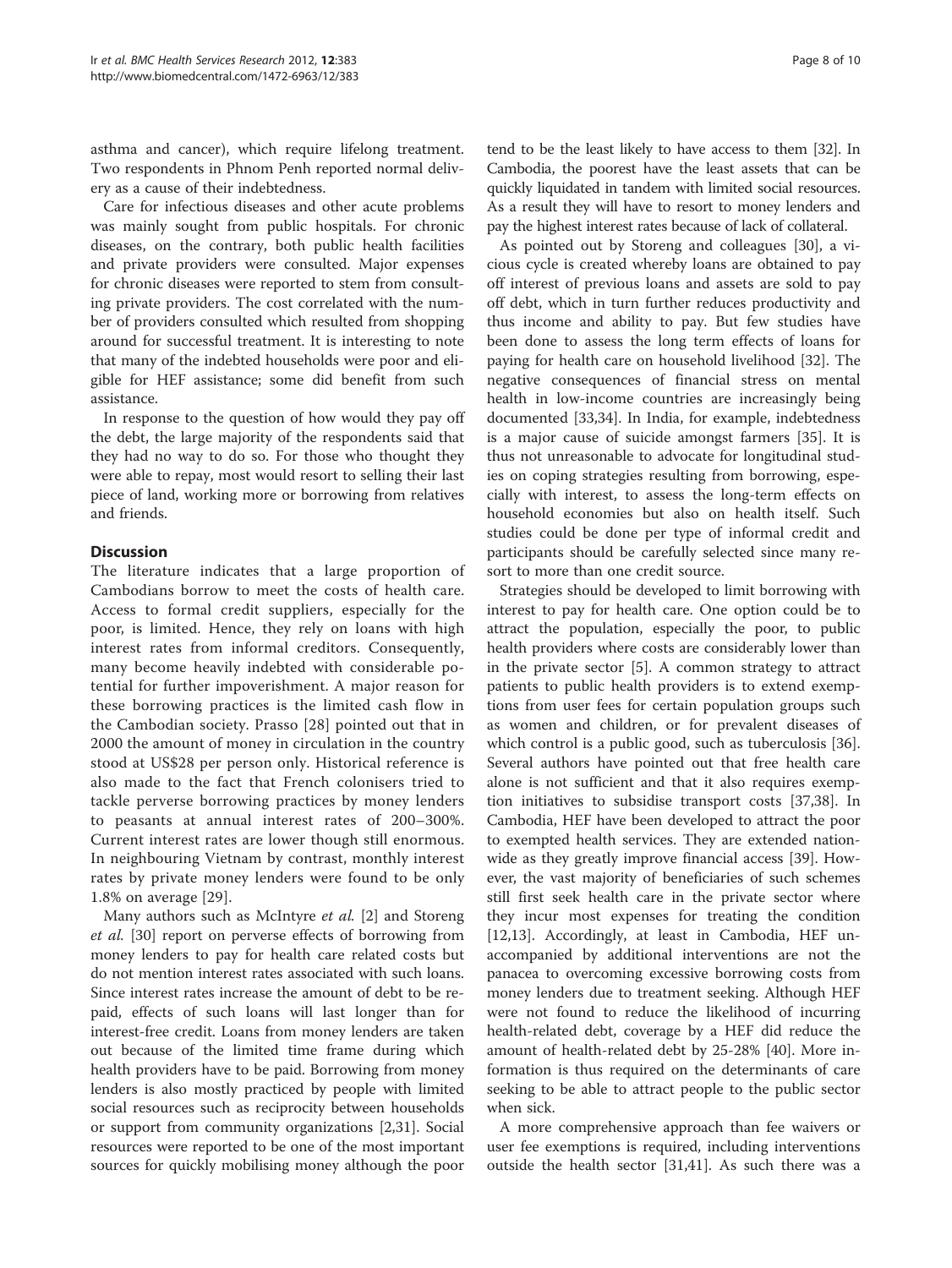asthma and cancer), which require lifelong treatment. Two respondents in Phnom Penh reported normal delivery as a cause of their indebtedness.

Care for infectious diseases and other acute problems was mainly sought from public hospitals. For chronic diseases, on the contrary, both public health facilities and private providers were consulted. Major expenses for chronic diseases were reported to stem from consulting private providers. The cost correlated with the number of providers consulted which resulted from shopping around for successful treatment. It is interesting to note that many of the indebted households were poor and eligible for HEF assistance; some did benefit from such assistance.

In response to the question of how would they pay off the debt, the large majority of the respondents said that they had no way to do so. For those who thought they were able to repay, most would resort to selling their last piece of land, working more or borrowing from relatives and friends.

## Discussion

The literature indicates that a large proportion of Cambodians borrow to meet the costs of health care. Access to formal credit suppliers, especially for the poor, is limited. Hence, they rely on loans with high interest rates from informal creditors. Consequently, many become heavily indebted with considerable potential for further impoverishment. A major reason for these borrowing practices is the limited cash flow in the Cambodian society. Prasso [28] pointed out that in 2000 the amount of money in circulation in the country stood at US$28 per person only. Historical reference is also made to the fact that French colonisers tried to tackle perverse borrowing practices by money lenders to peasants at annual interest rates of 200–300%. Current interest rates are lower though still enormous. In neighbouring Vietnam by contrast, monthly interest rates by private money lenders were found to be only 1.8% on average [29].

Many authors such as McIntyre *et al.* [2] and Storeng *et al.* [30] report on perverse effects of borrowing from money lenders to pay for health care related costs but do not mention interest rates associated with such loans. Since interest rates increase the amount of debt to be repaid, effects of such loans will last longer than for interest-free credit. Loans from money lenders are taken out because of the limited time frame during which health providers have to be paid. Borrowing from money lenders is also mostly practiced by people with limited social resources such as reciprocity between households or support from community organizations [2,31]. Social resources were reported to be one of the most important sources for quickly mobilising money although the poor tend to be the least likely to have access to them [32]. In Cambodia, the poorest have the least assets that can be quickly liquidated in tandem with limited social resources. As a result they will have to resort to money lenders and pay the highest interest rates because of lack of collateral.

As pointed out by Storeng and colleagues [30], a vicious cycle is created whereby loans are obtained to pay off interest of previous loans and assets are sold to pay off debt, which in turn further reduces productivity and thus income and ability to pay. But few studies have been done to assess the long term effects of loans for paying for health care on household livelihood [32]. The negative consequences of financial stress on mental health in low-income countries are increasingly being documented [33,34]. In India, for example, indebtedness is a major cause of suicide amongst farmers [35]. It is thus not unreasonable to advocate for longitudinal studies on coping strategies resulting from borrowing, especially with interest, to assess the long-term effects on household economies but also on health itself. Such studies could be done per type of informal credit and participants should be carefully selected since many resort to more than one credit source.

Strategies should be developed to limit borrowing with interest to pay for health care. One option could be to attract the population, especially the poor, to public health providers where costs are considerably lower than in the private sector [5]. A common strategy to attract patients to public health providers is to extend exemptions from user fees for certain population groups such as women and children, or for prevalent diseases of which control is a public good, such as tuberculosis [36]. Several authors have pointed out that free health care alone is not sufficient and that it also requires exemption initiatives to subsidise transport costs [37,38]. In Cambodia, HEF have been developed to attract the poor to exempted health services. They are extended nationwide as they greatly improve financial access [39]. However, the vast majority of beneficiaries of such schemes still first seek health care in the private sector where they incur most expenses for treating the condition [12,13]. Accordingly, at least in Cambodia, HEF unaccompanied by additional interventions are not the panacea to overcoming excessive borrowing costs from money lenders due to treatment seeking. Although HEF were not found to reduce the likelihood of incurring health-related debt, coverage by a HEF did reduce the amount of health-related debt by 25-28% [40]. More information is thus required on the determinants of care seeking to be able to attract people to the public sector when sick.

A more comprehensive approach than fee waivers or user fee exemptions is required, including interventions outside the health sector [31,41]. As such there was a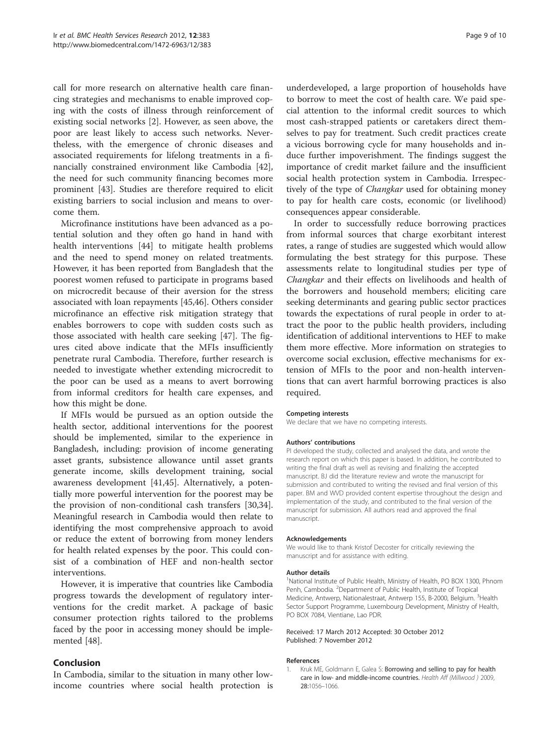call for more research on alternative health care financing strategies and mechanisms to enable improved coping with the costs of illness through reinforcement of existing social networks [2]. However, as seen above, the poor are least likely to access such networks. Nevertheless, with the emergence of chronic diseases and associated requirements for lifelong treatments in a financially constrained environment like Cambodia [42], the need for such community financing becomes more prominent [43]. Studies are therefore required to elicit existing barriers to social inclusion and means to overcome them.

Microfinance institutions have been advanced as a potential solution and they often go hand in hand with health interventions [44] to mitigate health problems and the need to spend money on related treatments. However, it has been reported from Bangladesh that the poorest women refused to participate in programs based on microcredit because of their aversion for the stress associated with loan repayments [45,46]. Others consider microfinance an effective risk mitigation strategy that enables borrowers to cope with sudden costs such as those associated with health care seeking [47]. The figures cited above indicate that the MFIs insufficiently penetrate rural Cambodia. Therefore, further research is needed to investigate whether extending microcredit to the poor can be used as a means to avert borrowing from informal creditors for health care expenses, and how this might be done.

If MFIs would be pursued as an option outside the health sector, additional interventions for the poorest should be implemented, similar to the experience in Bangladesh, including: provision of income generating asset grants, subsistence allowance until asset grants generate income, skills development training, social awareness development [41,45]. Alternatively, a potentially more powerful intervention for the poorest may be the provision of non-conditional cash transfers [30,34]. Meaningful research in Cambodia would then relate to identifying the most comprehensive approach to avoid or reduce the extent of borrowing from money lenders for health related expenses by the poor. This could consist of a combination of HEF and non-health sector interventions.

However, it is imperative that countries like Cambodia progress towards the development of regulatory interventions for the credit market. A package of basic consumer protection rights tailored to the problems faced by the poor in accessing money should be implemented [48].

## Conclusion

In Cambodia, similar to the situation in many other low-income countries where social health protection is underdeveloped, a large proportion of households have to borrow to meet the cost of health care. We paid special attention to the informal credit sources to which most cash-strapped patients or caretakers direct themselves to pay for treatment. Such credit practices create a vicious borrowing cycle for many households and induce further impoverishment. The findings suggest the importance of credit market failure and the insufficient social health protection system in Cambodia. Irrespectively of the type of *Changkar* used for obtaining money to pay for health care costs, economic (or livelihood) consequences appear considerable.

In order to successfully reduce borrowing practices from informal sources that charge exorbitant interest rates, a range of studies are suggested which would allow formulating the best strategy for this purpose. These assessments relate to longitudinal studies per type of *Changkar* and their effects on livelihoods and health of the borrowers and household members; eliciting care seeking determinants and gearing public sector practices towards the expectations of rural people in order to attract the poor to the public health providers, including identification of additional interventions to HEF to make them more effective. More information on strategies to overcome social exclusion, effective mechanisms for extension of MFIs to the poor and non-health interventions that can avert harmful borrowing practices is also required.

#### Competing interests
We declare that we have no competing interests.

#### Authors' contributions
PI developed the study, collected and analysed the data, and wrote the research report on which this paper is based. In addition, he contributed to writing the final draft as well as revising and finalizing the accepted manuscript. BJ did the literature review and wrote the manuscript for submission and contributed to writing the revised and final version of this paper. BM and WVD provided content expertise throughout the design and implementation of the study, and contributed to the final version of the manuscript for submission. All authors read and approved the final manuscript.

#### Acknowledgements
We would like to thank Kristof Decoster for critically reviewing the manuscript and for assistance with editing.

#### Author details
[1]National Institute of Public Health, Ministry of Health, PO BOX 1300, Phnom Penh, Cambodia. [2]Department of Public Health, Institute of Tropical Medicine, Antwerp, Nationalestraat, Antwerp 155, B-2000, Belgium. [3]Health Sector Support Programme, Luxembourg Development, Ministry of Health, PO BOX 7084, Vientiane, Lao PDR.

Received: 17 March 2012 Accepted: 30 October 2012
Published: 7 November 2012

#### References
1. Kruk ME, Goldmann E, Galea S: **Borrowing and selling to pay for health care in low- and middle-income countries.** *Health Aff (Millwood )* 2009, **28**:1056–1066.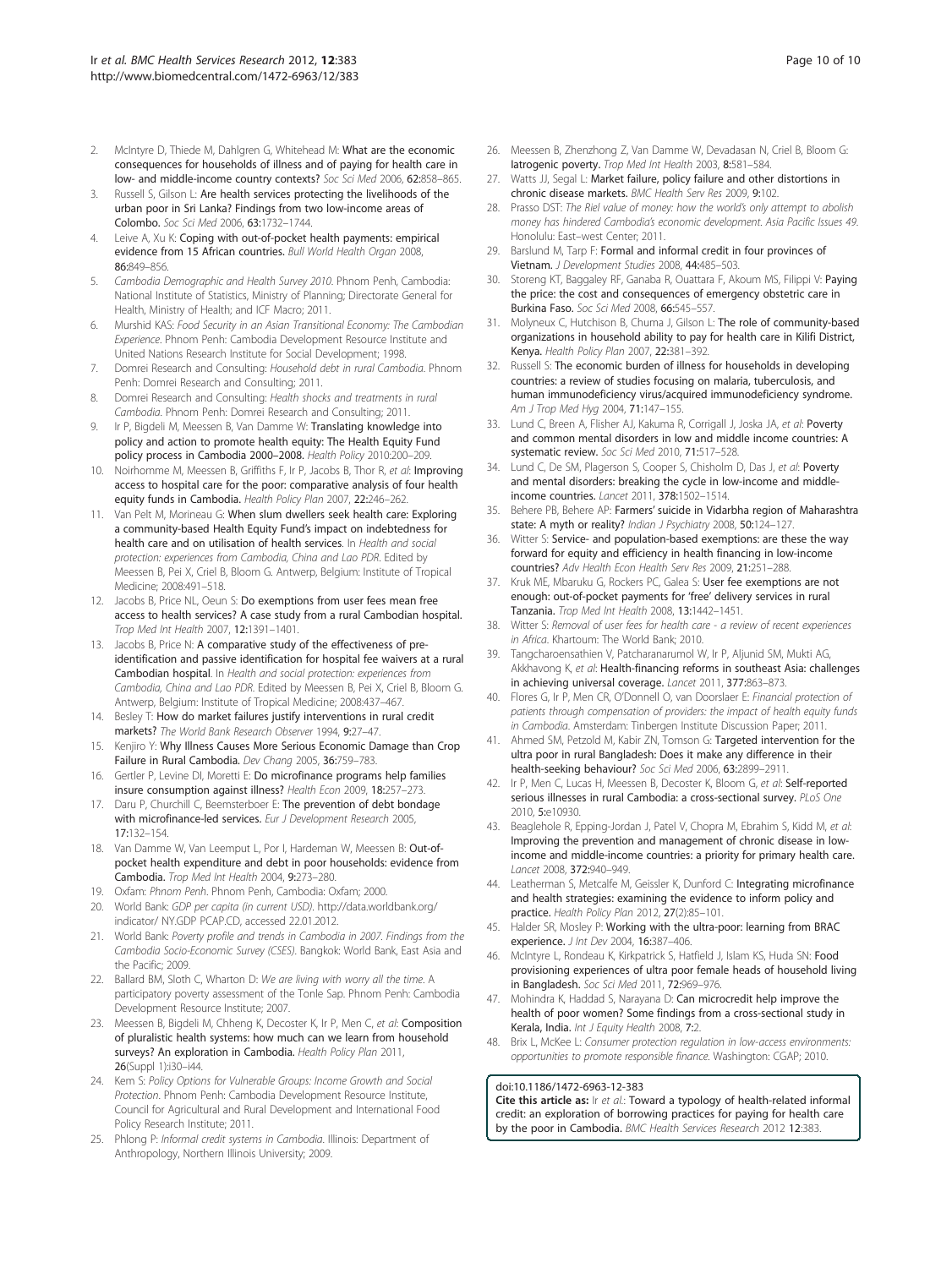2. McIntyre D, Thiede M, Dahlgren G, Whitehead M: **What are the economic consequences for households of illness and of paying for health care in low- and middle-income country contexts?** *Soc Sci Med* 2006, **62:**858–865.
3. Russell S, Gilson L: **Are health services protecting the livelihoods of the urban poor in Sri Lanka? Findings from two low-income areas of Colombo.** *Soc Sci Med* 2006, **63:**1732–1744.
4. Leive A, Xu K: **Coping with out-of-pocket health payments: empirical evidence from 15 African countries.** *Bull World Health Organ* 2008, **86:**849–856.
5. *Cambodia Demographic and Health Survey 2010*. Phnom Penh, Cambodia: National Institute of Statistics, Ministry of Planning; Directorate General for Health, Ministry of Health; and ICF Macro; 2011.
6. Murshid KAS: *Food Security in an Asian Transitional Economy: The Cambodian Experience*. Phnom Penh: Cambodia Development Resource Institute and United Nations Research Institute for Social Development; 1998.
7. Domrei Research and Consulting: *Household debt in rural Cambodia*. Phnom Penh: Domrei Research and Consulting; 2011.
8. Domrei Research and Consulting: *Health shocks and treatments in rural Cambodia*. Phnom Penh: Domrei Research and Consulting; 2011.
9. Ir P, Bigdeli M, Meessen B, Van Damme W: **Translating knowledge into policy and action to promote health equity: The Health Equity Fund policy process in Cambodia 2000–2008.** *Health Policy* 2010:200–209.
10. Noirhomme M, Meessen B, Griffiths F, Ir P, Jacobs B, Thor R, *et al*: **Improving access to hospital care for the poor: comparative analysis of four health equity funds in Cambodia.** *Health Policy Plan* 2007, **22:**246–262.
11. Van Pelt M, Morineau G: **When slum dwellers seek health care: Exploring a community-based Health Equity Fund's impact on indebtedness for health care and on utilisation of health services.** In *Health and social protection: experiences from Cambodia, China and Lao PDR*. Edited by Meessen B, Pei X, Criel B, Bloom G. Antwerp, Belgium: Institute of Tropical Medicine; 2008:491–518.
12. Jacobs B, Price NL, Oeun S: **Do exemptions from user fees mean free access to health services? A case study from a rural Cambodian hospital.** *Trop Med Int Health* 2007, **12:**1391–1401.
13. Jacobs B, Price N: **A comparative study of the effectiveness of pre-identification and passive identification for hospital fee waivers at a rural Cambodian hospital.** In *Health and social protection: experiences from Cambodia, China and Lao PDR*. Edited by Meessen B, Pei X, Criel B, Bloom G. Antwerp, Belgium: Institute of Tropical Medicine; 2008:437–467.
14. Besley T: **How do market failures justify interventions in rural credit markets?** *The World Bank Research Observer* 1994, **9:**27–47.
15. Kenjiro Y: **Why Illness Causes More Serious Economic Damage than Crop Failure in Rural Cambodia.** *Dev Chang* 2005, **36:**759–783.
16. Gertler P, Levine DI, Moretti E: **Do microfinance programs help families insure consumption against illness?** *Health Econ* 2009, **18:**257–273.
17. Daru P, Churchill C, Beemsterboer E: **The prevention of debt bondage with microfinance-led services.** *Eur J Development Research* 2005, **17:**132–154.
18. Van Damme W, Van Leemput L, Por I, Hardeman W, Meessen B: **Out-of-pocket health expenditure and debt in poor households: evidence from Cambodia.** *Trop Med Int Health* 2004, **9:**273–280.
19. Oxfam: *Phnom Penh*. Phnom Penh, Cambodia: Oxfam; 2000.
20. World Bank: *GDP per capita (in current USD)*. http://data.worldbank.org/indicator/ NY.GDP PCAP.CD, accessed 22.01.2012.
21. World Bank: *Poverty profile and trends in Cambodia in 2007. Findings from the Cambodia Socio-Economic Survey (CSES)*. Bangkok: World Bank, East Asia and the Pacific; 2009.
22. Ballard BM, Sloth C, Wharton D: *We are living with worry all the time*. A participatory poverty assessment of the Tonle Sap. Phnom Penh: Cambodia Development Resource Institute; 2007.
23. Meessen B, Bigdeli M, Chheng K, Decoster K, Ir P, Men C, *et al*: **Composition of pluralistic health systems: how much can we learn from household surveys? An exploration in Cambodia.** *Health Policy Plan* 2011, **26**(Suppl 1):i30–i44.
24. Kem S: *Policy Options for Vulnerable Groups: Income Growth and Social Protection*. Phnom Penh: Cambodia Development Resource Institute, Council for Agricultural and Rural Development and International Food Policy Research Institute; 2011.
25. Phlong P: *Informal credit systems in Cambodia*. Illinois: Department of Anthropology, Northern Illinois University; 2009.
26. Meessen B, Zhenzhong Z, Van Damme W, Devadasan N, Criel B, Bloom G: **Iatrogenic poverty.** *Trop Med Int Health* 2003, **8:**581–584.
27. Watts JJ, Segal L: **Market failure, policy failure and other distortions in chronic disease markets.** *BMC Health Serv Res* 2009, **9:**102.
28. Prasso DST: *The Riel value of money: how the world's only attempt to abolish money has hindered Cambodia's economic development. Asia Pacific Issues 49*. Honolulu: East–west Center; 2011.
29. Barslund M, Tarp F: **Formal and informal credit in four provinces of Vietnam.** *J Development Studies* 2008, **44:**485–503.
30. Storeng KT, Baggaley RF, Ganaba R, Ouattara F, Akoum MS, Filippi V: **Paying the price: the cost and consequences of emergency obstetric care in Burkina Faso.** *Soc Sci Med* 2008, **66:**545–557.
31. Molyneux C, Hutchison B, Chuma J, Gilson L: **The role of community-based organizations in household ability to pay for health care in Kilifi District, Kenya.** *Health Policy Plan* 2007, **22:**381–392.
32. Russell S: **The economic burden of illness for households in developing countries: a review of studies focusing on malaria, tuberculosis, and human immunodeficiency virus/acquired immunodeficiency syndrome.** *Am J Trop Med Hyg* 2004, **71:**147–155.
33. Lund C, Breen A, Flisher AJ, Kakuma R, Corrigall J, Joska JA, *et al*: **Poverty and common mental disorders in low and middle income countries: A systematic review.** *Soc Sci Med* 2010, **71:**517–528.
34. Lund C, De SM, Plagerson S, Cooper S, Chisholm D, Das J, *et al*: **Poverty and mental disorders: breaking the cycle in low-income and middle-income countries.** *Lancet* 2011, **378:**1502–1514.
35. Behere PB, Behere AP: **Farmers' suicide in Vidarbha region of Maharashtra state: A myth or reality?** *Indian J Psychiatry* 2008, **50:**124–127.
36. Witter S: **Service- and population-based exemptions: are these the way forward for equity and efficiency in health financing in low-income countries?** *Adv Health Econ Health Serv Res* 2009, **21:**251–288.
37. Kruk ME, Mbaruku G, Rockers PC, Galea S: **User fee exemptions are not enough: out-of-pocket payments for 'free' delivery services in rural Tanzania.** *Trop Med Int Health* 2008, **13:**1442–1451.
38. Witter S: *Removal of user fees for health care - a review of recent experiences in Africa*. Khartoum: The World Bank; 2010.
39. Tangcharoensathien V, Patcharanarumol W, Ir P, Aljunid SM, Mukti AG, Akkhavong K, *et al*: **Health-financing reforms in southeast Asia: challenges in achieving universal coverage.** *Lancet* 2011, **377:**863–873.
40. Flores G, Ir P, Men CR, O'Donnell O, van Doorslaer E: *Financial protection of patients through compensation of providers: the impact of health equity funds in Cambodia*. Amsterdam: Tinbergen Institute Discussion Paper; 2011.
41. Ahmed SM, Petzold M, Kabir ZN, Tomson G: **Targeted intervention for the ultra poor in rural Bangladesh: Does it make any difference in their health-seeking behaviour?** *Soc Sci Med* 2006, **63:**2899–2911.
42. Ir P, Men C, Lucas H, Meessen B, Decoster K, Bloom G, *et al*: **Self-reported serious illnesses in rural Cambodia: a cross-sectional survey.** *PLoS One* 2010, **5:**e10930.
43. Beaglehole R, Epping-Jordan J, Patel V, Chopra M, Ebrahim S, Kidd M, *et al*: **Improving the prevention and management of chronic disease in low-income and middle-income countries: a priority for primary health care.** *Lancet* 2008, **372:**940–949.
44. Leatherman S, Metcalfe M, Geissler K, Dunford C: **Integrating microfinance and health strategies: examining the evidence to inform policy and practice.** *Health Policy Plan* 2012, **27**(2):85–101.
45. Halder SR, Mosley P: **Working with the ultra-poor: learning from BRAC experience.** *J Int Dev* 2004, **16:**387–406.
46. McIntyre L, Rondeau K, Kirkpatrick S, Hatfield J, Islam KS, Huda SN: **Food provisioning experiences of ultra poor female heads of household living in Bangladesh.** *Soc Sci Med* 2011, **72:**969–976.
47. Mohindra K, Haddad S, Narayana D: **Can microcredit help improve the health of poor women? Some findings from a cross-sectional study in Kerala, India.** *Int J Equity Health* 2008, **7:**2.
48. Brix L, McKee L: *Consumer protection regulation in low-access environments: opportunities to promote responsible finance*. Washington: CGAP; 2010.

doi:10.1186/1472-6963-12-383

**Cite this article as:** Ir *et al.*: Toward a typology of health-related informal credit: an exploration of borrowing practices for paying for health care by the poor in Cambodia. *BMC Health Services Research* 2012 **12**:383.